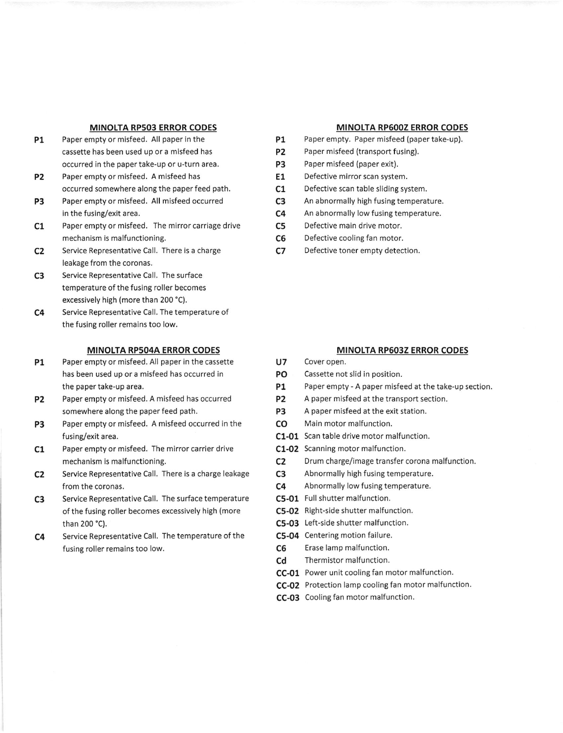## MINOLTA RP503 ERROR CODES

**P1** Paper empty or misfeed. All paper in the cassette has been used up or a misfeed has occurred in the paper take-up or u-turn area.

**P2** Paper empty or misfeed. A misfeed has occurred somewhere along the paper feed path.

**P3** Paper empty or misfeed. All misfeed occurred in the fusing/exit area.

**C1** Paper empty or misfeed. The mirror carriage drive mechanism is malfunctioning.

**C2** Service Representative Call. There is a charge leakage from the coronas.

**C3** Service Representative Call. The surface temperature of the fusing roller becomes excessively high (more than 200 °C).

**C4** Service Representative Call. The temperature of the fusing roller remains too low.

## MINOLTA RP504A ERROR CODES

**P1** Paper empty or misfeed. All paper in the cassette has been used up or a misfeed has occurred in the paper take-up area.

**P2** Paper empty or misfeed. A misfeed has occurred somewhere along the paper feed path.

**P3** Paper empty or misfeed. A misfeed occurred in the fusing/exit area.

**C1** Paper empty or misfeed. The mirror carrier drive mechanism is malfunctioning.

**C2** Service Representative Call. There is a charge leakage from the coronas.

**C3** Service Representative Call. The surface temperature of the fusing roller becomes excessively high (more than 200 °C).

**C4** Service Representative Call. The temperature of the fusing roller remains too low.

## MINOLTA RP600Z ERROR CODES

**P1** Paper empty. Paper misfeed (paper take-up).

**P2** Paper misfeed (transport fusing).

**P3** Paper misfeed (paper exit).

**E1** Defective mirror scan system.

**C1** Defective scan table sliding system.

**C3** An abnormally high fusing temperature.

**C4** An abnormally low fusing temperature.

**C5** Defective main drive motor.

**C6** Defective cooling fan motor.

**C7** Defective toner empty detection.

## MINOLTA RP603Z ERROR CODES

**U7** Cover open.

**PO** Cassette not slid in position.

**P1** Paper empty - A paper misfeed at the take-up section.

**P2** A paper misfeed at the transport section.

**P3** A paper misfeed at the exit station.

**CO** Main motor malfunction.

**C1-01** Scan table drive motor malfunction.

**C1-02** Scanning motor malfunction.

**C2** Drum charge/image transfer corona malfunction.

**C3** Abnormally high fusing temperature.

**C4** Abnormally low fusing temperature.

**C5-01** Full shutter malfunction.

**C5-02** Right-side shutter malfunction.

**C5-03** Left-side shutter malfunction.

**C5-04** Centering motion failure.

**C6** Erase lamp malfunction.

**Cd** Thermistor malfunction.

**CC-01** Power unit cooling fan motor malfunction.

**CC-02** Protection lamp cooling fan motor malfunction.

**CC-03** Cooling fan motor malfunction.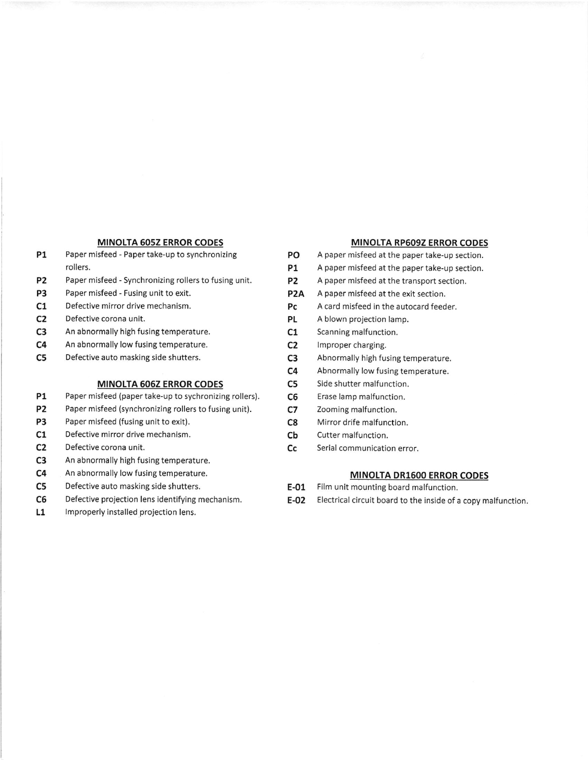## MINOLTA 605Z ERROR CODES

| Code | Description |
|---|---|
| **P1** | Paper misfeed - Paper take-up to synchronizing rollers. |
| **P2** | Paper misfeed - Synchronizing rollers to fusing unit. |
| **P3** | Paper misfeed - Fusing unit to exit. |
| **C1** | Defective mirror drive mechanism. |
| **C2** | Defective corona unit. |
| **C3** | An abnormally high fusing temperature. |
| **C4** | An abnormally low fusing temperature. |
| **C5** | Defective auto masking side shutters. |

## MINOLTA 606Z ERROR CODES

| Code | Description |
|---|---|
| **P1** | Paper misfeed (paper take-up to sychronizing rollers). |
| **P2** | Paper misfeed (synchronizing rollers to fusing unit). |
| **P3** | Paper misfeed (fusing unit to exit). |
| **C1** | Defective mirror drive mechanism. |
| **C2** | Defective corona unit. |
| **C3** | An abnormally high fusing temperature. |
| **C4** | An abnormally low fusing temperature. |
| **C5** | Defective auto masking side shutters. |
| **C6** | Defective projection lens identifying mechanism. |
| **L1** | Improperly installed projection lens. |

## MINOLTA RP609Z ERROR CODES

| Code | Description |
|---|---|
| **PO** | A paper misfeed at the paper take-up section. |
| **P1** | A paper misfeed at the paper take-up section. |
| **P2** | A paper misfeed at the transport section. |
| **P2A** | A paper misfeed at the exit section. |
| **Pc** | A card misfeed in the autocard feeder. |
| **PL** | A blown projection lamp. |
| **C1** | Scanning malfunction. |
| **C2** | Improper charging. |
| **C3** | Abnormally high fusing temperature. |
| **C4** | Abnormally low fusing temperature. |
| **C5** | Side shutter malfunction. |
| **C6** | Erase lamp malfunction. |
| **C7** | Zooming malfunction. |
| **C8** | Mirror drife malfunction. |
| **Cb** | Cutter malfunction. |
| **Cc** | Serial communication error. |

## MINOLTA DR1600 ERROR CODES

| Code | Description |
|---|---|
| **E-01** | Film unit mounting board malfunction. |
| **E-02** | Electrical circuit board to the inside of a copy malfunction. |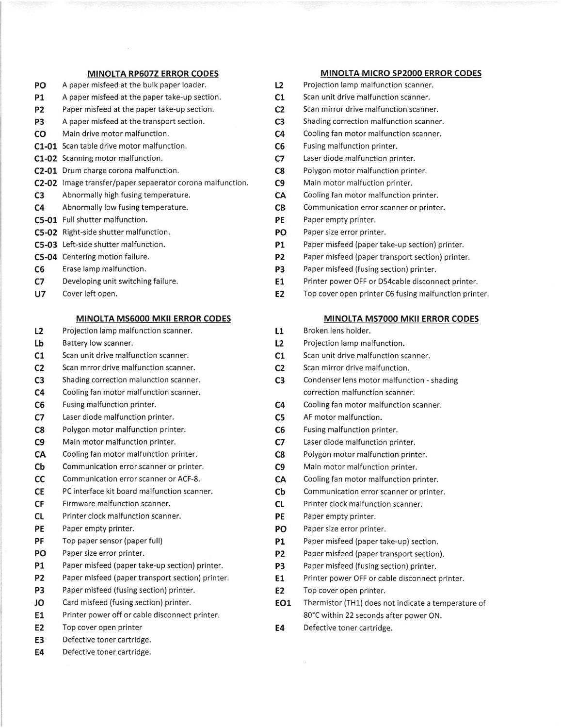## MINOLTA RP607Z ERROR CODES

| | |
|---|---|
| **PO** | A paper misfeed at the bulk paper loader. |
| **P1** | A paper misfeed at the paper take-up section. |
| **P2** | Paper misfeed at the paper take-up section. |
| **P3** | A paper misfeed at the transport section. |
| **CO** | Main drive motor malfunction. |
| **C1-01** | Scan table drive motor malfunction. |
| **C1-02** | Scanning motor malfunction. |
| **C2-01** | Drum charge corona malfunction. |
| **C2-02** | Image transfer/paper sepaerator corona malfunction. |
| **C3** | Abnormally high fusing temperature. |
| **C4** | Abnormally low fusing temperature. |
| **C5-01** | Full shutter malfunction. |
| **C5-02** | Right-side shutter malfunction. |
| **C5-03** | Left-side shutter malfunction. |
| **C5-04** | Centering motion failure. |
| **C6** | Erase lamp malfunction. |
| **C7** | Developing unit switching failure. |
| **U7** | Cover left open. |

## MINOLTA MS6000 MKII ERROR CODES

| | |
|---|---|
| **L2** | Projection lamp malfunction scanner. |
| **Lb** | Battery low scanner. |
| **C1** | Scan unit drive malfunction scanner. |
| **C2** | Scan mrror drive malfunction scanner. |
| **C3** | Shading correction malunction scanner. |
| **C4** | Cooling fan motor malfunction scanner. |
| **C6** | Fusing malfunction printer. |
| **C7** | Laser diode malfunction printer. |
| **C8** | Polygon motor malfunction printer. |
| **C9** | Main motor malfunction printer. |
| **CA** | Cooling fan motor malfunction printer. |
| **Cb** | Communication error scanner or printer. |
| **CC** | Communication error scanner or ACF-8. |
| **CE** | PC interface kit board malfunction scanner. |
| **CF** | Firmware malfunction scanner. |
| **CL** | Printer clock malfunction scanner. |
| **PE** | Paper empty printer. |
| **PF** | Top paper sensor (paper full) |
| **PO** | Paper size error printer. |
| **P1** | Paper misfeed (paper take-up section) printer. |
| **P2** | Paper misfeed (paper transport section) printer. |
| **P3** | Paper misfeed (fusing section) printer. |
| **JO** | Card misfeed (fusing section) printer. |
| **E1** | Printer power off or cable disconnect printer. |
| **E2** | Top cover open printer |
| **E3** | Defective toner cartridge. |
| **E4** | Defective toner cartridge. |

## MINOLTA MICRO SP2000 ERROR CODES

| | |
|---|---|
| **L2** | Projection lamp malfunction scanner. |
| **C1** | Scan unit drive malfunction scanner. |
| **C2** | Scan mirror drive malfunction scanner. |
| **C3** | Shading correction malfunction scanner. |
| **C4** | Cooling fan motor malfunction scanner. |
| **C6** | Fusing malfunction printer. |
| **C7** | Laser diode malfunction printer. |
| **C8** | Polygon motor malfunction printer. |
| **C9** | Main motor malfuction printer. |
| **CA** | Cooling fan motor malfunction printer. |
| **CB** | Communication error scanner or printer. |
| **PE** | Paper empty printer. |
| **PO** | Paper size error printer. |
| **P1** | Paper misfeed (paper take-up section) printer. |
| **P2** | Paper misfeed (paper transport section) printer. |
| **P3** | Paper misfeed (fusing section) printer. |
| **E1** | Printer power OFF or D54cable disconnect printer. |
| **E2** | Top cover open printer C6 fusing malfunction printer. |

## MINOLTA MS7000 MKII ERROR CODES

| | |
|---|---|
| **L1** | Broken lens holder. |
| **L2** | Projection lamp malfunction. |
| **C1** | Scan unit drive malfunction scanner. |
| **C2** | Scan mirror drive malfunction. |
| **C3** | Condenser lens motor malfunction - shading correction malfunction scanner. |
| **C4** | Cooling fan motor malfunction scanner. |
| **C5** | AF motor malfunction. |
| **C6** | Fusing malfunction printer. |
| **C7** | Laser diode malfunction printer. |
| **C8** | Polygon motor malfunction printer. |
| **C9** | Main motor malfunction printer. |
| **CA** | Cooling fan motor malfunction printer. |
| **Cb** | Communication error scanner or printer. |
| **CL** | Printer clock malfunction scanner. |
| **PE** | Paper empty printer. |
| **PO** | Paper size error printer. |
| **P1** | Paper misfeed (paper take-up) section. |
| **P2** | Paper misfeed (paper transport section). |
| **P3** | Paper misfeed (fusing section) printer. |
| **E1** | Printer power OFF or cable disconnect printer. |
| **E2** | Top cover open printer. |
| **EO1** | Thermistor (TH1) does not indicate a temperature of 80°C within 22 seconds after power ON. |
| **E4** | Defective toner cartridge. |